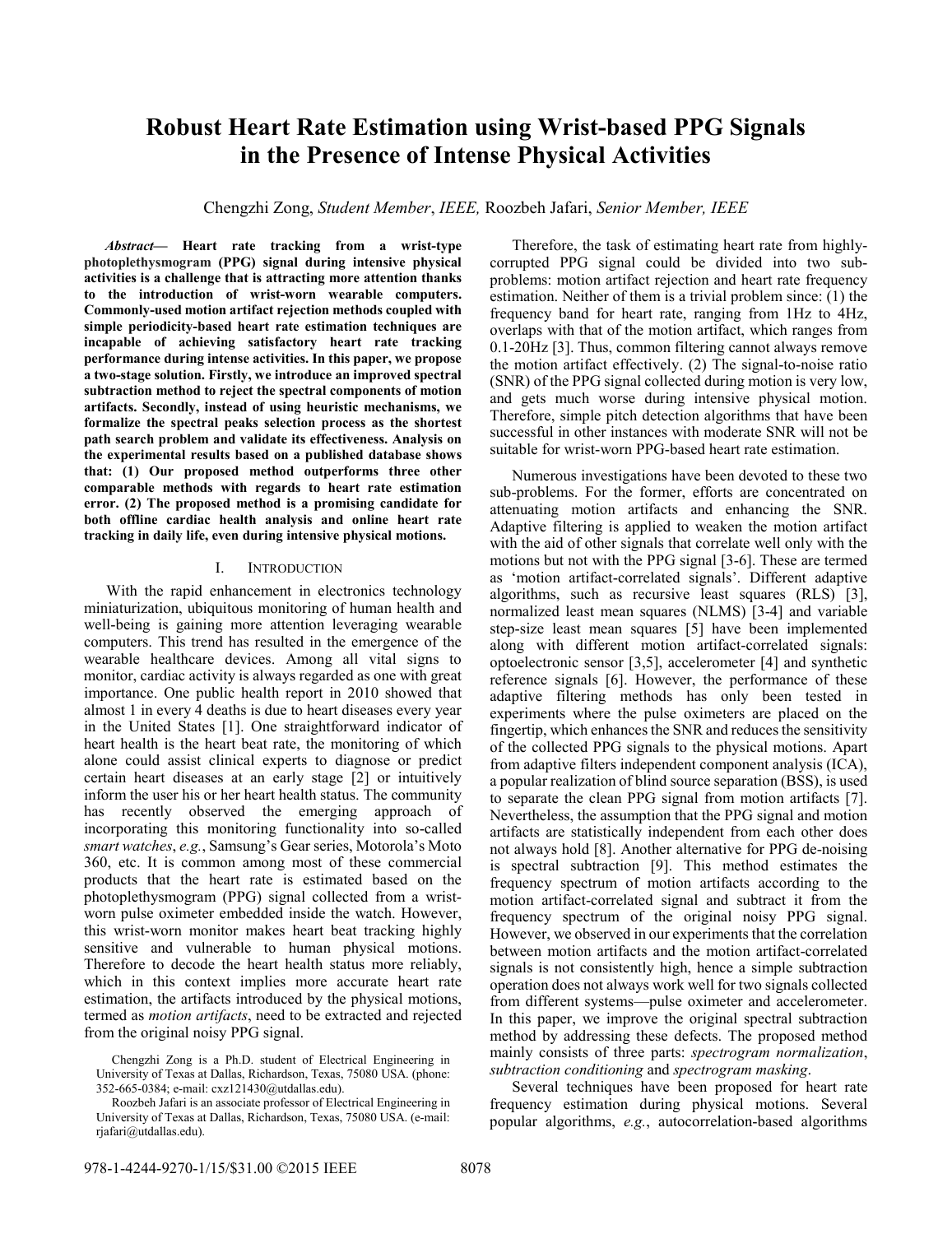# Robust Heart Rate Estimation using Wrist-based PPG Signals in the Presence of Intense Physical Activities

Chengzhi Zong, *Student Member*, *IEEE,* Roozbeh Jafari, *Senior Member, IEEE*

***Abstract*— Heart rate tracking from a wrist-type photoplethysmogram (PPG) signal during intensive physical activities is a challenge that is attracting more attention thanks to the introduction of wrist-worn wearable computers. Commonly-used motion artifact rejection methods coupled with simple periodicity-based heart rate estimation techniques are incapable of achieving satisfactory heart rate tracking performance during intense activities. In this paper, we propose a two-stage solution. Firstly, we introduce an improved spectral subtraction method to reject the spectral components of motion artifacts. Secondly, instead of using heuristic mechanisms, we formalize the spectral peaks selection process as the shortest path search problem and validate its effectiveness. Analysis on the experimental results based on a published database shows that: (1) Our proposed method outperforms three other comparable methods with regards to heart rate estimation error. (2) The proposed method is a promising candidate for both offline cardiac health analysis and online heart rate tracking in daily life, even during intensive physical motions.**

## I. Introduction

With the rapid enhancement in electronics technology miniaturization, ubiquitous monitoring of human health and well-being is gaining more attention leveraging wearable computers. This trend has resulted in the emergence of the wearable healthcare devices. Among all vital signs to monitor, cardiac activity is always regarded as one with great importance. One public health report in 2010 showed that almost 1 in every 4 deaths is due to heart diseases every year in the United States [1]. One straightforward indicator of heart health is the heart beat rate, the monitoring of which alone could assist clinical experts to diagnose or predict certain heart diseases at an early stage [2] or intuitively inform the user his or her heart health status. The community has recently observed the emerging approach of incorporating this monitoring functionality into so-called *smart watches*, *e.g.*, Samsung's Gear series, Motorola's Moto 360, etc. It is common among most of these commercial products that the heart rate is estimated based on the photoplethysmogram (PPG) signal collected from a wrist-worn pulse oximeter embedded inside the watch. However, this wrist-worn monitor makes heart beat tracking highly sensitive and vulnerable to human physical motions. Therefore to decode the heart health status more reliably, which in this context implies more accurate heart rate estimation, the artifacts introduced by the physical motions, termed as *motion artifacts*, need to be extracted and rejected from the original noisy PPG signal.

Chengzhi Zong is a Ph.D. student of Electrical Engineering in University of Texas at Dallas, Richardson, Texas, 75080 USA. (phone: 352-665-0384; e-mail: cxz121430@utdallas.edu).

Roozbeh Jafari is an associate professor of Electrical Engineering in University of Texas at Dallas, Richardson, Texas, 75080 USA. (e-mail: rjafari@utdallas.edu).

Therefore, the task of estimating heart rate from highly-corrupted PPG signal could be divided into two sub-problems: motion artifact rejection and heart rate frequency estimation. Neither of them is a trivial problem since: (1) the frequency band for heart rate, ranging from 1Hz to 4Hz, overlaps with that of the motion artifact, which ranges from 0.1-20Hz [3]. Thus, common filtering cannot always remove the motion artifact effectively. (2) The signal-to-noise ratio (SNR) of the PPG signal collected during motion is very low, and gets much worse during intensive physical motion. Therefore, simple pitch detection algorithms that have been successful in other instances with moderate SNR will not be suitable for wrist-worn PPG-based heart rate estimation.

Numerous investigations have been devoted to these two sub-problems. For the former, efforts are concentrated on attenuating motion artifacts and enhancing the SNR. Adaptive filtering is applied to weaken the motion artifact with the aid of other signals that correlate well only with the motions but not with the PPG signal [3-6]. These are termed as 'motion artifact-correlated signals'. Different adaptive algorithms, such as recursive least squares (RLS) [3], normalized least mean squares (NLMS) [3-4] and variable step-size least mean squares [5] have been implemented along with different motion artifact-correlated signals: optoelectronic sensor [3,5], accelerometer [4] and synthetic reference signals [6]. However, the performance of these adaptive filtering methods has only been tested in experiments where the pulse oximeters are placed on the fingertip, which enhances the SNR and reduces the sensitivity of the collected PPG signals to the physical motions. Apart from adaptive filters independent component analysis (ICA), a popular realization of blind source separation (BSS), is used to separate the clean PPG signal from motion artifacts [7]. Nevertheless, the assumption that the PPG signal and motion artifacts are statistically independent from each other does not always hold [8]. Another alternative for PPG de-noising is spectral subtraction [9]. This method estimates the frequency spectrum of motion artifacts according to the motion artifact-correlated signal and subtract it from the frequency spectrum of the original noisy PPG signal. However, we observed in our experiments that the correlation between motion artifacts and the motion artifact-correlated signals is not consistently high, hence a simple subtraction operation does not always work well for two signals collected from different systems—pulse oximeter and accelerometer. In this paper, we improve the original spectral subtraction method by addressing these defects. The proposed method mainly consists of three parts: *spectrogram normalization*, *subtraction conditioning* and *spectrogram masking*.

Several techniques have been proposed for heart rate frequency estimation during physical motions. Several popular algorithms, *e.g.*, autocorrelation-based algorithms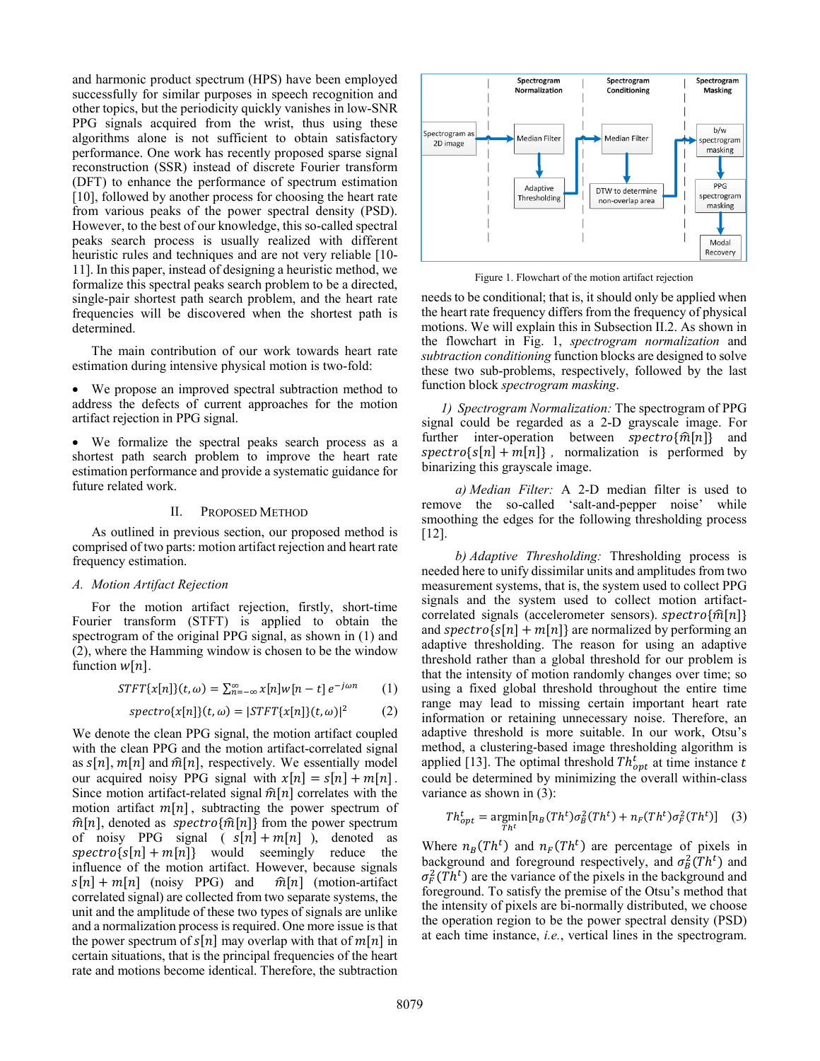and harmonic product spectrum (HPS) have been employed successfully for similar purposes in speech recognition and other topics, but the periodicity quickly vanishes in low-SNR PPG signals acquired from the wrist, thus using these algorithms alone is not sufficient to obtain satisfactory performance. One work has recently proposed sparse signal reconstruction (SSR) instead of discrete Fourier transform (DFT) to enhance the performance of spectrum estimation [10], followed by another process for choosing the heart rate from various peaks of the power spectral density (PSD). However, to the best of our knowledge, this so-called spectral peaks search process is usually realized with different heuristic rules and techniques and are not very reliable [10-11]. In this paper, instead of designing a heuristic method, we formalize this spectral peaks search problem to be a directed, single-pair shortest path search problem, and the heart rate frequencies will be discovered when the shortest path is determined.

The main contribution of our work towards heart rate estimation during intensive physical motion is two-fold:

- We propose an improved spectral subtraction method to address the defects of current approaches for the motion artifact rejection in PPG signal.
- We formalize the spectral peaks search process as a shortest path search problem to improve the heart rate estimation performance and provide a systematic guidance for future related work.

## II. Proposed Method

As outlined in previous section, our proposed method is comprised of two parts: motion artifact rejection and heart rate frequency estimation.

### A. Motion Artifact Rejection

For the motion artifact rejection, firstly, short-time Fourier transform (STFT) is applied to obtain the spectrogram of the original PPG signal, as shown in (1) and (2), where the Hamming window is chosen to be the window function $w[n]$.

$$STFT\{x[n]\}(t,\omega) = \sum_{n=-\infty}^{\infty} x[n]w[n-t]\,e^{-j\omega n} \quad (1)$$

$$spectro\{x[n]\}(t,\omega) = |STFT\{x[n]\}(t,\omega)|^2 \quad (2)$$

We denote the clean PPG signal, the motion artifact coupled with the clean PPG and the motion artifact-correlated signal as $s[n]$, $m[n]$ and $\widehat{m}[n]$, respectively. We essentially model our acquired noisy PPG signal with $x[n] = s[n] + m[n]$. Since motion artifact-related signal $\widehat{m}[n]$ correlates with the motion artifact $m[n]$, subtracting the power spectrum of $\widehat{m}[n]$, denoted as $spectro\{\widehat{m}[n]\}$ from the power spectrum of noisy PPG signal ( $s[n] + m[n]$ ), denoted as $spectro\{s[n] + m[n]\}$ would seemingly reduce the influence of the motion artifact. However, because signals $s[n] + m[n]$ (noisy PPG) and $\widehat{m}[n]$ (motion-artifact correlated signal) are collected from two separate systems, the unit and the amplitude of these two types of signals are unlike and a normalization process is required. One more issue is that the power spectrum of $s[n]$ may overlap with that of $m[n]$ in certain situations, that is the principal frequencies of the heart rate and motions become identical. Therefore, the subtraction needs to be conditional; that is, it should only be applied when the heart rate frequency differs from the frequency of physical motions. We will explain this in Subsection II.2. As shown in the flowchart in Fig. 1, *spectrogram normalization* and *subtraction conditioning* function blocks are designed to solve these two sub-problems, respectively, followed by the last function block *spectrogram masking*.

Spectrogram Normalization
Spectrogram Conditioning
Spectrogram Masking
Spectrogram as 2D image
Median Filter
Adaptive Thresholding
Median Filter
DTW to determine non-overlap area
b/w spectrogram masking
PPG spectrogram masking
Modal Recovery

Figure 1. Flowchart of the motion artifact rejection

*1) Spectrogram Normalization:* The spectrogram of PPG signal could be regarded as a 2-D grayscale image. For further inter-operation between $spectro\{\widehat{m}[n]\}$ and $spectro\{s[n] + m[n]\}$, normalization is performed by binarizing this grayscale image.

*a) Median Filter:* A 2-D median filter is used to remove the so-called 'salt-and-pepper noise' while smoothing the edges for the following thresholding process [12].

*b) Adaptive Thresholding:* Thresholding process is needed here to unify dissimilar units and amplitudes from two measurement systems, that is, the system used to collect PPG signals and the system used to collect motion artifact-correlated signals (accelerometer sensors). $spectro\{\widehat{m}[n]\}$ and $spectro\{s[n] + m[n]\}$ are normalized by performing an adaptive thresholding. The reason for using an adaptive threshold rather than a global threshold for our problem is that the intensity of motion randomly changes over time; so using a fixed global threshold throughout the entire time range may lead to missing certain important heart rate information or retaining unnecessary noise. Therefore, an adaptive threshold is more suitable. In our work, Otsu's method, a clustering-based image thresholding algorithm is applied [13]. The optimal threshold $Th_{opt}^{t}$ at time instance $t$ could be determined by minimizing the overall within-class variance as shown in (3):

$$Th_{opt}^{t} = \underset{Th^t}{\operatorname{argmin}}[n_B(Th^t)\sigma_B^2(Th^t) + n_F(Th^t)\sigma_F^2(Th^t)] \quad (3)$$

Where $n_B(Th^t)$ and $n_F(Th^t)$ are percentage of pixels in background and foreground respectively, and $\sigma_B^2(Th^t)$ and $\sigma_F^2(Th^t)$ are the variance of the pixels in the background and foreground. To satisfy the premise of the Otsu's method that the intensity of pixels are bi-normally distributed, we choose the operation region to be the power spectral density (PSD) at each time instance, *i.e.*, vertical lines in the spectrogram.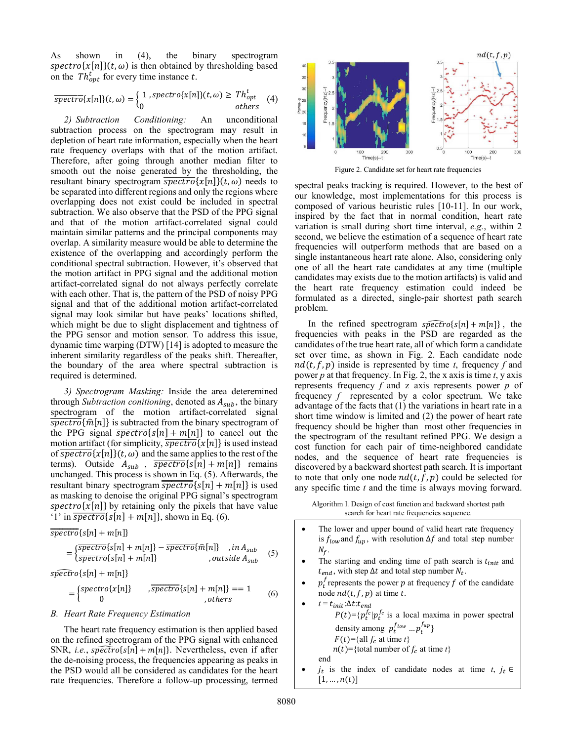As shown in (4), the binary spectrogram $\overline{spectro}\{x[n]\}(t,\omega)$ is then obtained by thresholding based on the $Th_{opt}^{t}$ for every time instance $t$.

$$\overline{spectro}\{x[n]\}(t,\omega) = \begin{cases} 1, spectro\{x[n]\}(t,\omega) \geq Th_{opt}^{t} \\ 0 \quad\quad\quad\quad\quad\quad\quad\quad\quad others \end{cases} \quad (4)$$

*2) Subtraction Conditioning:* An unconditional subtraction process on the spectrogram may result in depletion of heart rate information, especially when the heart rate frequency overlaps with that of the motion artifact. Therefore, after going through another median filter to smooth out the noise generated by the thresholding, the resultant binary spectrogram $\overline{spectro}\{x[n]\}(t,\omega)$ needs to be separated into different regions and only the regions where overlapping does not exist could be included in spectral subtraction. We also observe that the PSD of the PPG signal and that of the motion artifact-correlated signal could maintain similar patterns and the principal components may overlap. A similarity measure would be able to determine the existence of the overlapping and accordingly perform the conditional spectral subtraction. However, it's observed that the motion artifact in PPG signal and the additional motion artifact-correlated signal do not always perfectly correlate with each other. That is, the pattern of the PSD of noisy PPG signal and that of the additional motion artifact-correlated signal may look similar but have peaks' locations shifted, which might be due to slight displacement and tightness of the PPG sensor and motion sensor. To address this issue, dynamic time warping (DTW) [14] is adopted to measure the inherent similarity regardless of the peaks shift. Thereafter, the boundary of the area where spectral subtraction is required is determined.

*3) Spectrogram Masking:* Inside the area deteremined through *Subtraction conitioning*, denoted as $A_{sub}$, the binary spectrogram of the motion artifact-correlated signal $\overline{spectro}\{\widehat{m}[n]\}$ is subtracted from the binary spectrogram of the PPG signal $\overline{spectro}\{s[n]+m[n]\}$ to cancel out the motion artifact (for simplicity, $\overline{spectro}\{x[n]\}$ is used instead of $\overline{spectro}\{x[n]\}(t,\omega)$ and the same applies to the rest of the terms). Outside $A_{sub}$, $\overline{spectro}\{s[n]+m[n]\}$ remains unchanged. This process is shown in Eq. (5). Afterwards, the resultant binary spectrogram $\overline{\overline{spectro}}\{s[n]+m[n]\}$ is used as masking to denoise the original PPG signal's spectrogram $spectro\{x[n]\}$ by retaining only the pixels that have value '1' in $\overline{\overline{spectro}}\{s[n]+m[n]\}$, shown in Eq. (6).

$$\overline{\overline{spectro}}\{s[n]+m[n]\} = \begin{cases} \overline{spectro}\{s[n]+m[n]\} - \overline{spectro}\{\widehat{m}[n]\} & , in\ A_{sub} \\ \overline{spectro}\{s[n]+m[n]\} & , outside\ A_{sub} \end{cases} \quad (5)$$

$$\widehat{spectro}\{s[n]+m[n]\} = \begin{cases} spectro\{x[n]\} & , \overline{\overline{spectro}}\{s[n]+m[n]\} == 1 \\ 0 & , others \end{cases} \quad (6)$$

## B. Heart Rate Frequency Estimation

The heart rate frequency estimation is then applied based on the refined spectrogram of the PPG signal with enhanced SNR, *i.e.*, $\widehat{spectro}\{s[n]+m[n]\}$. Nevertheless, even if after the de-noising process, the frequencies appearing as peaks in the PSD would all be considered as candidates for the heart rate frequencies. Therefore a follow-up processing, termed spectral peaks tracking is required. However, to the best of our knowledge, most implementations for this process is composed of various heuristic rules [10-11]. In our work, inspired by the fact that in normal condition, heart rate variation is small during short time interval, *e.g.*, within 2 second, we believe the estimation of a sequence of heart rate frequencies will outperform methods that are based on a single instantaneous heart rate alone. Also, considering only one of all the heart rate candidates at any time (multiple candidates may exists due to the motion artifacts) is valid and the heart rate frequency estimation could indeed be formulated as a directed, single-pair shortest path search problem.

nd(t, f, p)

40
35
30
25
20
15
10
5
Power—p

3.5
3
2.5
2
1.5
1
Frequency(Hz)—f

100 200 300
Time(s)—t

3.5
3
2.5
2
1.5
1
0.5
Frequency(Hz)—f

0 100 200 300
Time(s)—t

Figure 2. Candidate set for heart rate frequencies

In the refined spectrogram $\widehat{spectro}\{s[n]+m[n]\}$, the frequencies with peaks in the PSD are regarded as the candidates of the true heart rate, all of which form a candidate set over time, as shown in Fig. 2. Each candidate node $nd(t,f,p)$ inside is represented by time $t$, frequency $f$ and power $p$ at that frequency. In Fig. 2, the x axis is time $t$, y axis represents frequency $f$ and z axis represents power $p$ of frequency $f$ represented by a color spectrum. We take advantage of the facts that (1) the variations in heart rate in a short time window is limited and (2) the power of heart rate frequency should be higher than most other frequencies in the spectrogram of the resultant refined PPG. We design a cost function for each pair of time-neighbored candidate nodes, and the sequence of heart rate frequencies is discovered by a backward shortest path search. It is important to note that only one node $nd(t,f,p)$ could be selected for any specific time $t$ and the time is always moving forward.

Algorithm I. Design of cost function and backward shortest path search for heart rate frequencies sequence.

- The lower and upper bound of valid heart rate frequency is $f_{low}$ and $f_{up}$, with resolution $\Delta f$ and total step number $N_f$.
- The starting and ending time of path search is $t_{init}$ and $t_{end}$, with step $\Delta t$ and total step number $N_t$.
- $p_t^f$ represents the power $p$ at frequency $f$ of the candidate node $nd(t,f,p)$ at time $t$.
- $t = t_{init}$:$\Delta t$:$t_{end}$
  
  $P(t)$={$p_t^{f_c}$|$p_t^{f_c}$ is a local maxima in power spectral density among $p_t^{f_{low}} \ldots p_t^{f_{up}}$}
  
  $F(t)$={all $f_c$ at time $t$}
  
  $n(t)$={total number of $f_c$ at time $t$}
  
  end
- $j_t$ is the index of candidate nodes at time $t$, $j_t \in [1, \ldots, n(t)]$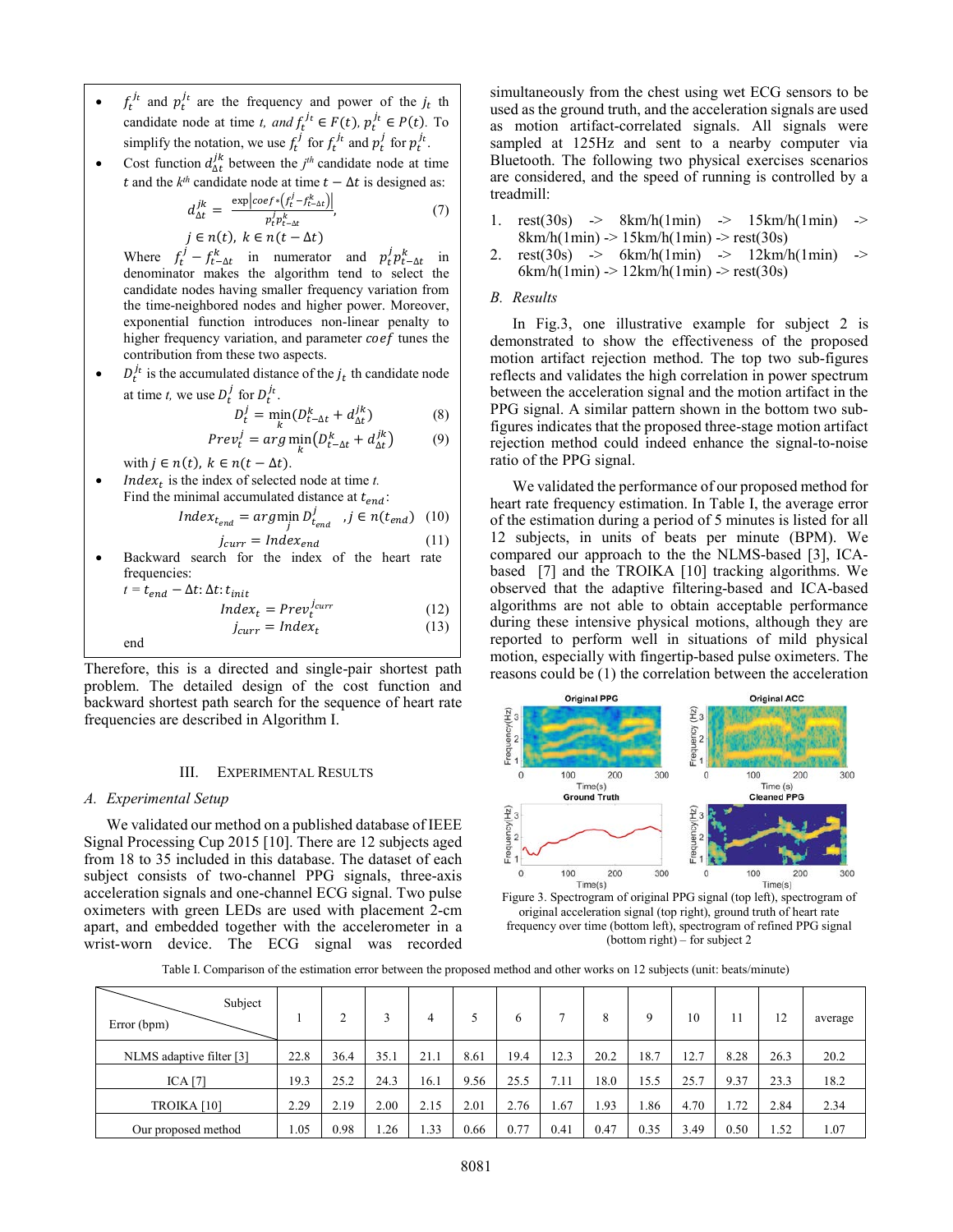- $f_t^{j_t}$ and $p_t^{j_t}$ are the frequency and power of the $j_t$ th candidate node at time *t, and* $f_t^{j_t} \in F(t)$, $p_t^{j_t} \in P(t)$. To simplify the notation, we use $f_t^j$ for $f_t^{j_t}$ and $p_t^j$ for $p_t^{j_t}$.
- Cost function $d_{\Delta t}^{jk}$ between the $j^{th}$ candidate node at time $t$ and the $k^{th}$ candidate node at time $t - \Delta t$ is designed as:

$$d_{\Delta t}^{jk} = \frac{\exp\left|coef * \left(f_t^j - f_{t-\Delta t}^k\right)\right|}{p_t^j p_{t-\Delta t}^k}, \quad (7)$$

$$j \in n(t),\ k \in n(t - \Delta t)$$

Where $f_t^j - f_{t-\Delta t}^k$ in numerator and $p_t^j p_{t-\Delta t}^k$ in denominator makes the algorithm tend to select the candidate nodes having smaller frequency variation from the time-neighbored nodes and higher power. Moreover, exponential function introduces non-linear penalty to higher frequency variation, and parameter $coef$ tunes the contribution from these two aspects.

- $D_t^{j_t}$ is the accumulated distance of the $j_t$ th candidate node at time *t,* we use $D_t^j$ for $D_t^{j_t}$.

$$D_t^j = \min_k (D_{t-\Delta t}^k + d_{\Delta t}^{jk}) \quad (8)$$

$$Prev_t^j = \arg\min_k \left(D_{t-\Delta t}^k + d_{\Delta t}^{jk}\right) \quad (9)$$

with $j \in n(t)$, $k \in n(t - \Delta t)$.

- $Index_t$ is the index of selected node at time *t.*

Find the minimal accumulated distance at $t_{end}$:

$$Index_{t_{end}} = \arg\min_j D_{t_{end}}^j \quad ,j \in n(t_{end}) \quad (10)$$

$$j_{curr} = Index_{end} \quad (11)$$

- Backward search for the index of the heart rate frequencies:

$t = t_{end} - \Delta t{:}\ \Delta t{:}\ t_{init}$

$$Index_t = Prev_t^{j_{curr}} \quad (12)$$

$$j_{curr} = Index_t \quad (13)$$

end

Therefore, this is a directed and single-pair shortest path problem. The detailed design of the cost function and backward shortest path search for the sequence of heart rate frequencies are described in Algorithm I.

## III. Experimental Results

### A. Experimental Setup

We validated our method on a published database of IEEE Signal Processing Cup 2015 [10]. There are 12 subjects aged from 18 to 35 included in this database. The dataset of each subject consists of two-channel PPG signals, three-axis acceleration signals and one-channel ECG signal. Two pulse oximeters with green LEDs are used with placement 2-cm apart, and embedded together with the accelerometer in a wrist-worn device. The ECG signal was recorded simultaneously from the chest using wet ECG sensors to be used as the ground truth, and the acceleration signals are used as motion artifact-correlated signals. All signals were sampled at 125Hz and sent to a nearby computer via Bluetooth. The following two physical exercises scenarios are considered, and the speed of running is controlled by a treadmill:

1. rest(30s) -> 8km/h(1min) -> 15km/h(1min) -> 8km/h(1min) -> 15km/h(1min) -> rest(30s)
2. rest(30s) -> 6km/h(1min) -> 12km/h(1min) -> 6km/h(1min) -> 12km/h(1min) -> rest(30s)

### B. Results

In Fig.3, one illustrative example for subject 2 is demonstrated to show the effectiveness of the proposed motion artifact rejection method. The top two sub-figures reflects and validates the high correlation in power spectrum between the acceleration signal and the motion artifact in the PPG signal. A similar pattern shown in the bottom two sub-figures indicates that the proposed three-stage motion artifact rejection method could indeed enhance the signal-to-noise ratio of the PPG signal.

We validated the performance of our proposed method for heart rate frequency estimation. In Table I, the average error of the estimation during a period of 5 minutes is listed for all 12 subjects, in units of beats per minute (BPM). We compared our approach to the the NLMS-based [3], ICA-based [7] and the TROIKA [10] tracking algorithms. We observed that the adaptive filtering-based and ICA-based algorithms are not able to obtain acceptable performance during these intensive physical motions, although they are reported to perform well in situations of mild physical motion, especially with fingertip-based pulse oximeters. The reasons could be (1) the correlation between the acceleration

Original PPG
Frequency(Hz)
3
2
1
0 100 200 300
Time(s)

Original ACC
Frequency (Hz)
3
2
1
0 100 200 300
Time (s)

Ground Truth
Frequency(Hz)
3
2
1
0 100 200 300
Time(s)

Cleaned PPG
Frequency(Hz)
3
2
1
0 100 200 300
Time(s)

Figure 3. Spectrogram of original PPG signal (top left), spectrogram of original acceleration signal (top right), ground truth of heart rate frequency over time (bottom left), spectrogram of refined PPG signal (bottom right) – for subject 2

Table I. Comparison of the estimation error between the proposed method and other works on 12 subjects (unit: beats/minute)

| Error (bpm) \ Subject | 1 | 2 | 3 | 4 | 5 | 6 | 7 | 8 | 9 | 10 | 11 | 12 | average |
|---|---|---|---|---|---|---|---|---|---|---|---|---|---|
| NLMS adaptive filter [3] | 22.8 | 36.4 | 35.1 | 21.1 | 8.61 | 19.4 | 12.3 | 20.2 | 18.7 | 12.7 | 8.28 | 26.3 | 20.2 |
| ICA [7] | 19.3 | 25.2 | 24.3 | 16.1 | 9.56 | 25.5 | 7.11 | 18.0 | 15.5 | 25.7 | 9.37 | 23.3 | 18.2 |
| TROIKA [10] | 2.29 | 2.19 | 2.00 | 2.15 | 2.01 | 2.76 | 1.67 | 1.93 | 1.86 | 4.70 | 1.72 | 2.84 | 2.34 |
| Our proposed method | 1.05 | 0.98 | 1.26 | 1.33 | 0.66 | 0.77 | 0.41 | 0.47 | 0.35 | 3.49 | 0.50 | 1.52 | 1.07 |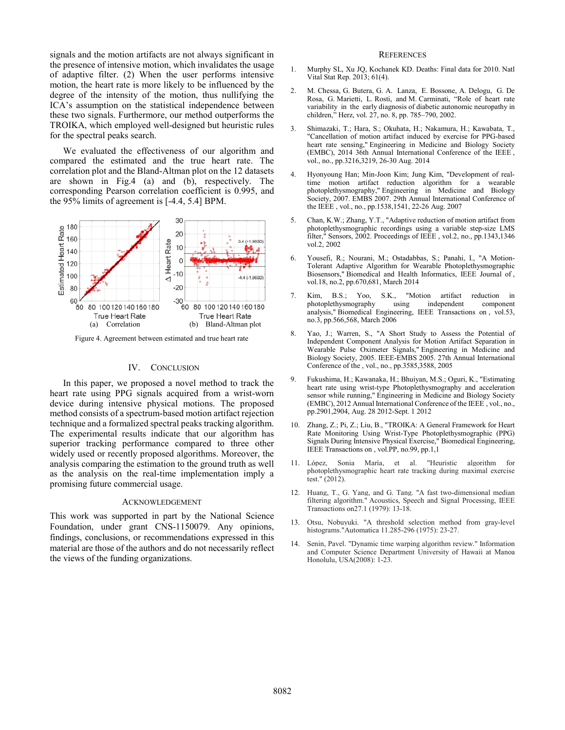signals and the motion artifacts are not always significant in the presence of intensive motion, which invalidates the usage of adaptive filter. (2) When the user performs intensive motion, the heart rate is more likely to be influenced by the degree of the intensity of the motion, thus nullifying the ICA's assumption on the statistical independence between these two signals. Furthermore, our method outperforms the TROIKA, which employed well-designed but heuristic rules for the spectral peaks search.

We evaluated the effectiveness of our algorithm and compared the estimated and the true heart rate. The correlation plot and the Bland-Altman plot on the 12 datasets are shown in Fig.4 (a) and (b), respectively. The corresponding Pearson correlation coefficient is 0.995, and the 95% limits of agreement is [-4.4, 5.4] BPM.

Estimated Heart Rate
180
160
140
120
100
80
60
60 80 100 120 140 160 180
True Heart Rate
(a) Correlation

Δ Heart Rate
30
20
10
0
-10
-20
-30
5.4 (+1.96SD)
-4.4 (-1.96SD)
60 80 100 120 140 160 180
True Heart Rate
(b) Bland-Altman plot

Figure 4. Agreement between estimated and true heart rate

## IV. Conclusion

In this paper, we proposed a novel method to track the heart rate using PPG signals acquired from a wrist-worn device during intensive physical motions. The proposed method consists of a spectrum-based motion artifact rejection technique and a formalized spectral peaks tracking algorithm. The experimental results indicate that our algorithm has superior tracking performance compared to three other widely used or recently proposed algorithms. Moreover, the analysis comparing the estimation to the ground truth as well as the analysis on the real-time implementation imply a promising future commercial usage.

## Acknowledgement

This work was supported in part by the National Science Foundation, under grant CNS-1150079. Any opinions, findings, conclusions, or recommendations expressed in this material are those of the authors and do not necessarily reflect the views of the funding organizations.

## References

1. Murphy SL, Xu JQ, Kochanek KD. Deaths: Final data for 2010. Natl Vital Stat Rep. 2013; 61(4).
2. M. Chessa, G. Butera, G. A. Lanza, E. Bossone, A. Delogu, G. De Rosa, G. Marietti, L. Rosti, and M. Carminati, "Role of heart rate variability in the early diagnosis of diabetic autonomic neuropathy in children," Herz, vol. 27, no. 8, pp. 785–790, 2002.
3. Shimazaki, T.; Hara, S.; Okuhata, H.; Nakamura, H.; Kawabata, T., "Cancellation of motion artifact induced by exercise for PPG-based heart rate sensing," Engineering in Medicine and Biology Society (EMBC), 2014 36th Annual International Conference of the IEEE , vol., no., pp.3216,3219, 26-30 Aug. 2014
4. Hyonyoung Han; Min-Joon Kim; Jung Kim, "Development of real-time motion artifact reduction algorithm for a wearable photoplethysmography," Engineering in Medicine and Biology Society, 2007. EMBS 2007. 29th Annual International Conference of the IEEE , vol., no., pp.1538,1541, 22-26 Aug. 2007
5. Chan, K.W.; Zhang, Y.T., "Adaptive reduction of motion artifact from photoplethysmographic recordings using a variable step-size LMS filter," Sensors, 2002. Proceedings of IEEE , vol.2, no., pp.1343,1346 vol.2, 2002
6. Yousefi, R.; Nourani, M.; Ostadabbas, S.; Panahi, I., "A Motion-Tolerant Adaptive Algorithm for Wearable Photoplethysmographic Biosensors," Biomedical and Health Informatics, IEEE Journal of , vol.18, no.2, pp.670,681, March 2014
7. Kim, B.S.; Yoo, S.K., "Motion artifact reduction in photoplethysmography using independent component analysis," Biomedical Engineering, IEEE Transactions on , vol.53, no.3, pp.566,568, March 2006
8. Yao, J.; Warren, S., "A Short Study to Assess the Potential of Independent Component Analysis for Motion Artifact Separation in Wearable Pulse Oximeter Signals," Engineering in Medicine and Biology Society, 2005. IEEE-EMBS 2005. 27th Annual International Conference of the , vol., no., pp.3585,3588, 2005
9. Fukushima, H.; Kawanaka, H.; Bhuiyan, M.S.; Oguri, K., "Estimating heart rate using wrist-type Photoplethysmography and acceleration sensor while running," Engineering in Medicine and Biology Society (EMBC), 2012 Annual International Conference of the IEEE , vol., no., pp.2901,2904, Aug. 28 2012-Sept. 1 2012
10. Zhang, Z.; Pi, Z.; Liu, B., "TROIKA: A General Framework for Heart Rate Monitoring Using Wrist-Type Photoplethysmographic (PPG) Signals During Intensive Physical Exercise," Biomedical Engineering, IEEE Transactions on , vol.PP, no.99, pp.1,1
11. López, Sonia María, et al. "Heuristic algorithm for photoplethysmographic heart rate tracking during maximal exercise test." (2012).
12. Huang, T., G. Yang, and G. Tang. "A fast two-dimensional median filtering algorithm." Acoustics, Speech and Signal Processing, IEEE Transactions on27.1 (1979): 13-18.
13. Otsu, Nobuyuki. "A threshold selection method from gray-level histograms."Automatica 11.285-296 (1975): 23-27.
14. Senin, Pavel. "Dynamic time warping algorithm review." Information and Computer Science Department University of Hawaii at Manoa Honolulu, USA(2008): 1-23.